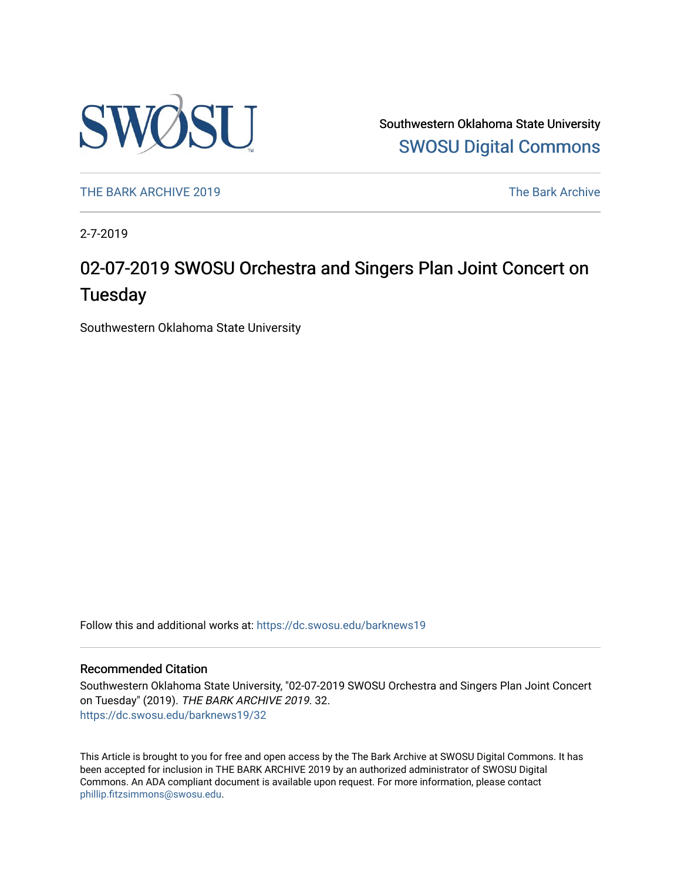Southwestern Oklahoma State University
SWOSU Digital Commons

THE BARK ARCHIVE 2019 | The Bark Archive

2-7-2019

# 02-07-2019 SWOSU Orchestra and Singers Plan Joint Concert on Tuesday

Southwestern Oklahoma State University

Follow this and additional works at: https://dc.swosu.edu/barknews19

## Recommended Citation

Southwestern Oklahoma State University, "02-07-2019 SWOSU Orchestra and Singers Plan Joint Concert on Tuesday" (2019). *THE BARK ARCHIVE 2019*. 32.
https://dc.swosu.edu/barknews19/32

This Article is brought to you for free and open access by the The Bark Archive at SWOSU Digital Commons. It has been accepted for inclusion in THE BARK ARCHIVE 2019 by an authorized administrator of SWOSU Digital Commons. An ADA compliant document is available upon request. For more information, please contact phillip.fitzsimmons@swosu.edu.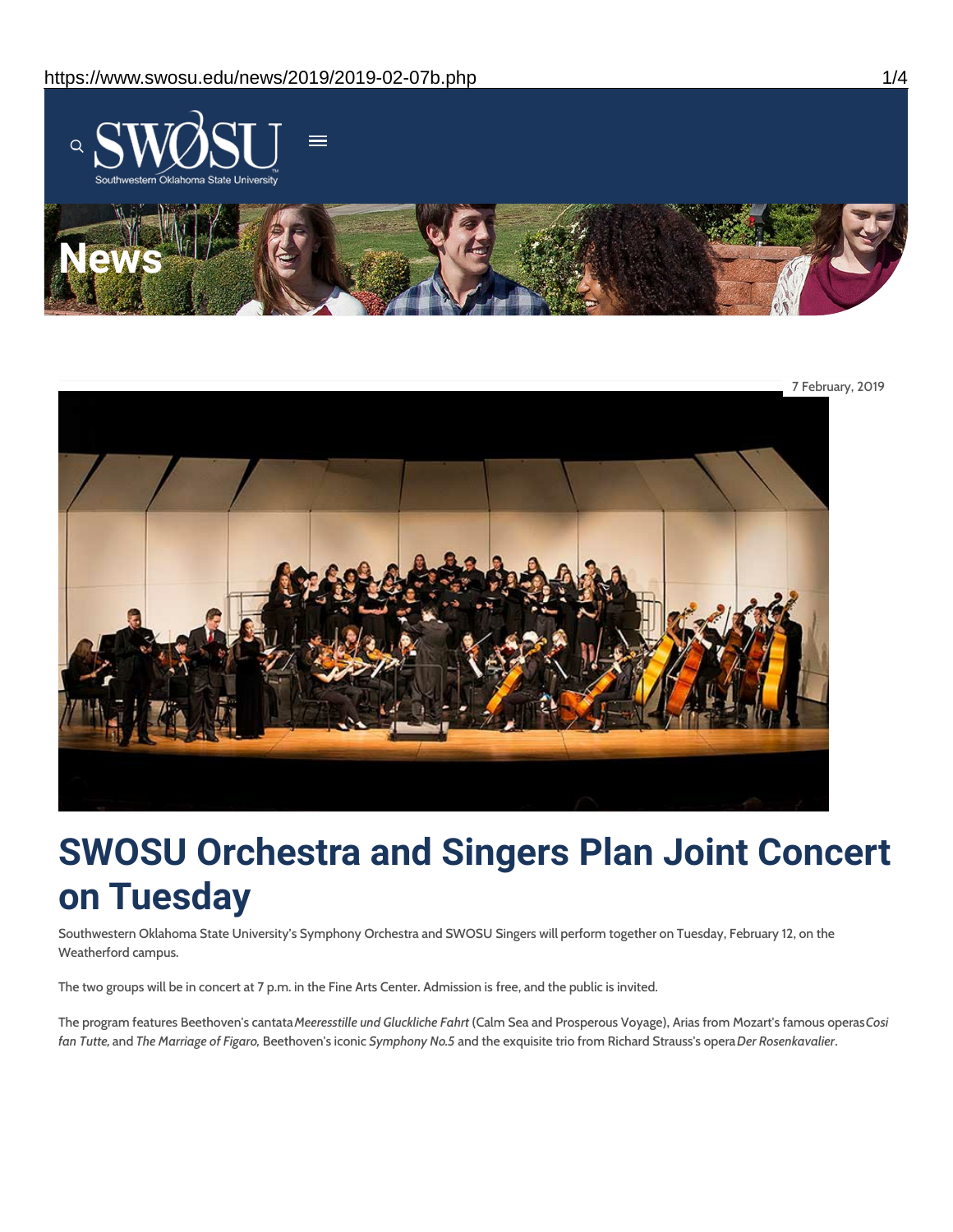# News

7 February, 2019

# SWOSU Orchestra and Singers Plan Joint Concert on Tuesday

Southwestern Oklahoma State University's Symphony Orchestra and SWOSU Singers will perform together on Tuesday, February 12, on the Weatherford campus.

The two groups will be in concert at 7 p.m. in the Fine Arts Center. Admission is free, and the public is invited.

The program features Beethoven's cantata *Meeresstille und Gluckliche Fahrt* (Calm Sea and Prosperous Voyage), Arias from Mozart's famous operas *Cosi fan Tutte,* and *The Marriage of Figaro,* Beethoven's iconic *Symphony No.5* and the exquisite trio from Richard Strauss's opera *Der Rosenkavalier*.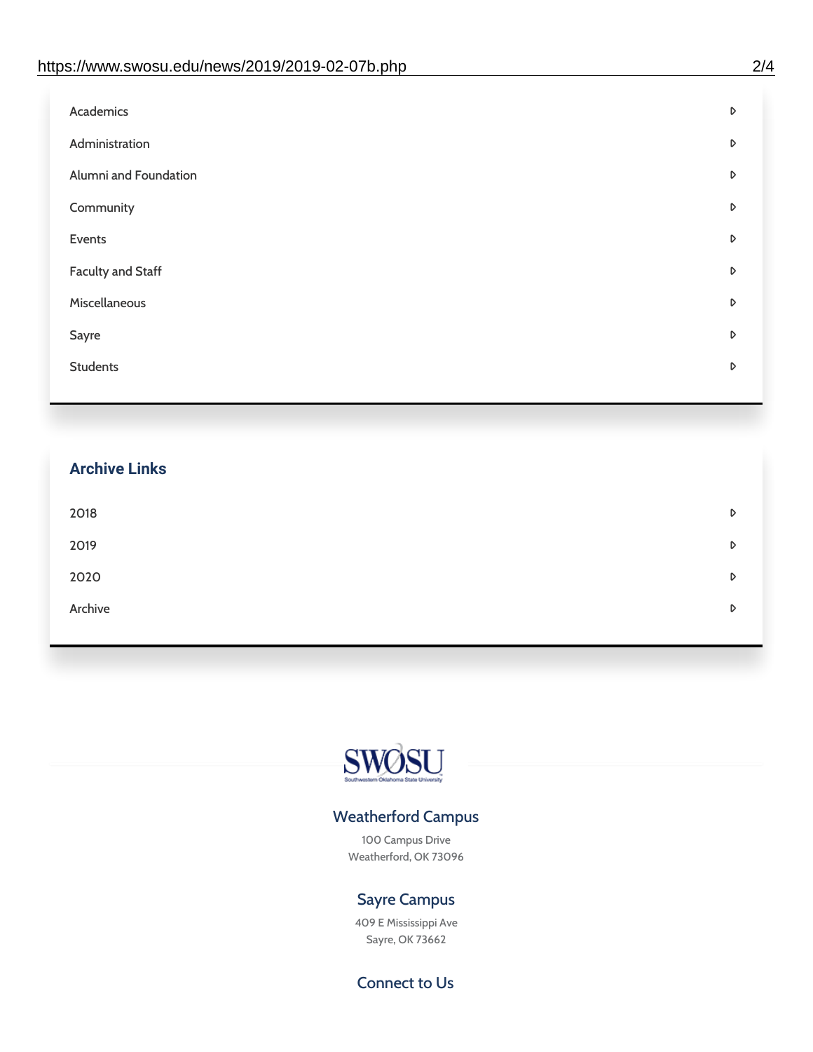- Academics
- Administration
- Alumni and Foundation
- Community
- Events
- Faculty and Staff
- Miscellaneous
- Sayre
- Students

## Archive Links

- 2018
- 2019
- 2020
- Archive

SWOSU
Southwestern Oklahoma State University

### Weatherford Campus

100 Campus Drive
Weatherford, OK 73096

### Sayre Campus

409 E Mississippi Ave
Sayre, OK 73662

### Connect to Us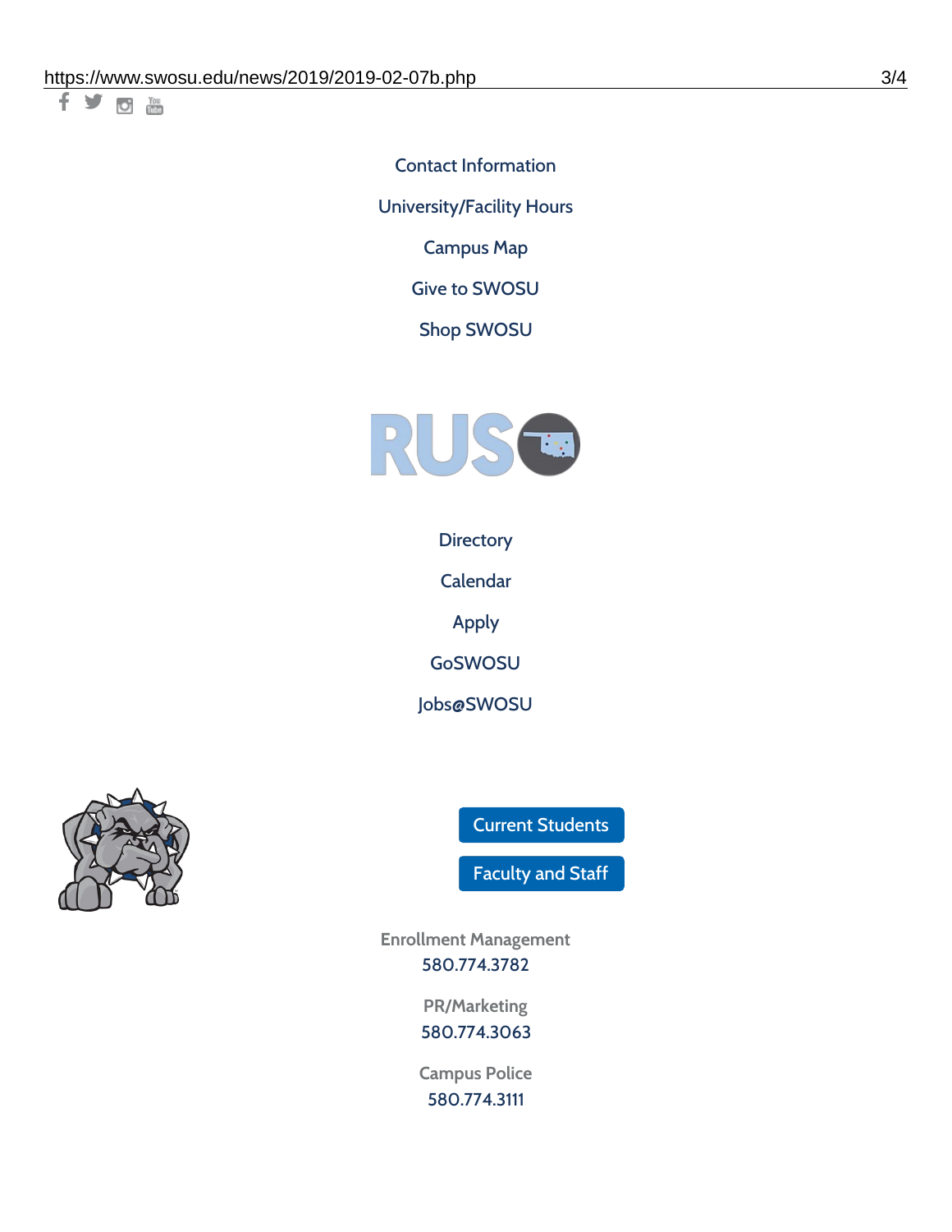Contact Information

University/Facility Hours

Campus Map

Give to SWOSU

Shop SWOSU

Directory

Calendar

Apply

GoSWOSU

Jobs@SWOSU

Current Students

Faculty and Staff

Enrollment Management
580.774.3782

PR/Marketing
580.774.3063

Campus Police
580.774.3111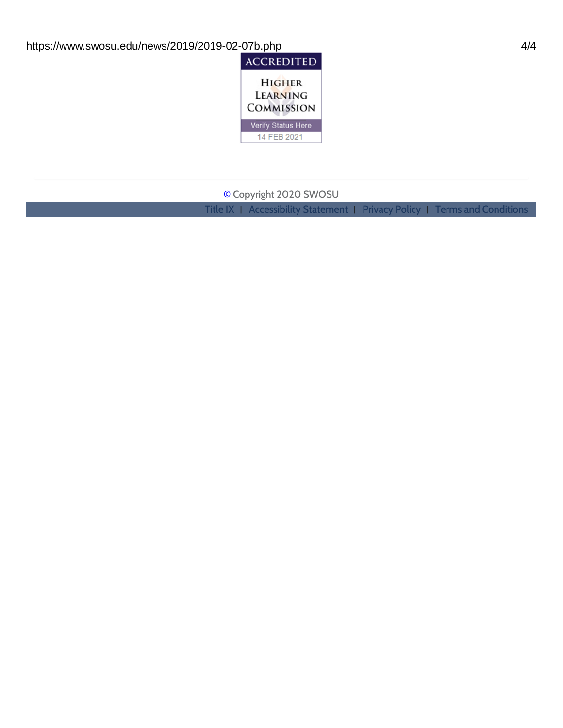ACCREDITED

HIGHER LEARNING COMMISSION

Verify Status Here

14 FEB 2021

© Copyright 2020 SWOSU

Title IX | Accessibility Statement | Privacy Policy | Terms and Conditions